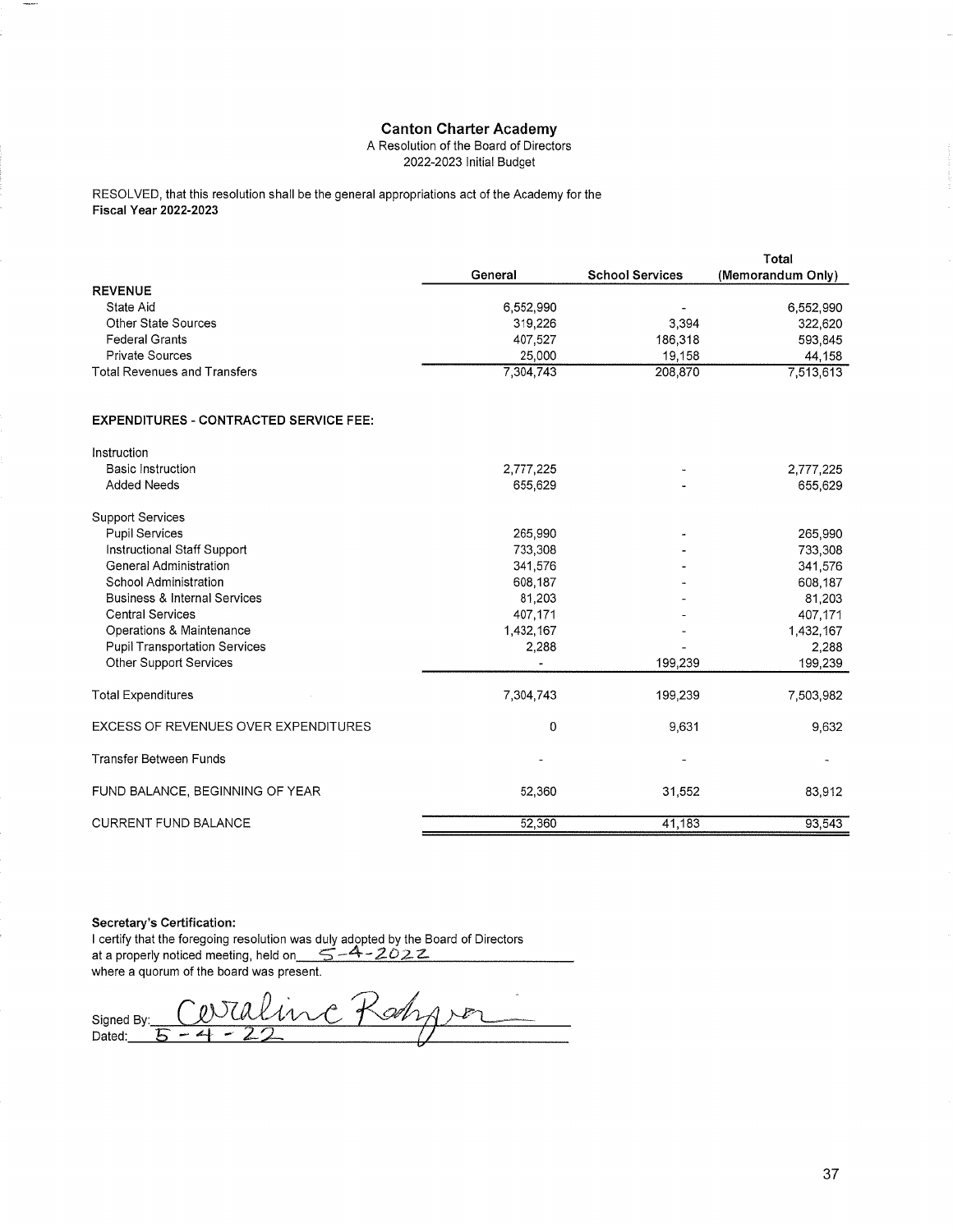# Canton Charter Academy

A Resolution of the Board of Directors
2022-2023 Initial Budget

RESOLVED, that this resolution shall be the general appropriations act of the Academy for the **Fiscal Year 2022-2023**

| | General | School Services | Total (Memorandum Only) |
|---|---|---|---|
| **REVENUE** | | | |
| State Aid | 6,552,990 | - | 6,552,990 |
| Other State Sources | 319,226 | 3,394 | 322,620 |
| Federal Grants | 407,527 | 186,318 | 593,845 |
| Private Sources | 25,000 | 19,158 | 44,158 |
| Total Revenues and Transfers | 7,304,743 | 208,870 | 7,513,613 |
| **EXPENDITURES - CONTRACTED SERVICE FEE:** | | | |
| Instruction | | | |
| Basic Instruction | 2,777,225 | - | 2,777,225 |
| Added Needs | 655,629 | - | 655,629 |
| Support Services | | | |
| Pupil Services | 265,990 | - | 265,990 |
| Instructional Staff Support | 733,308 | - | 733,308 |
| General Administration | 341,576 | - | 341,576 |
| School Administration | 608,187 | - | 608,187 |
| Business & Internal Services | 81,203 | - | 81,203 |
| Central Services | 407,171 | - | 407,171 |
| Operations & Maintenance | 1,432,167 | - | 1,432,167 |
| Pupil Transportation Services | 2,288 | - | 2,288 |
| Other Support Services | - | 199,239 | 199,239 |
| Total Expenditures | 7,304,743 | 199,239 | 7,503,982 |
| EXCESS OF REVENUES OVER EXPENDITURES | 0 | 9,631 | 9,632 |
| Transfer Between Funds | - | - | - |
| FUND BALANCE, BEGINNING OF YEAR | 52,360 | 31,552 | 83,912 |
| CURRENT FUND BALANCE | 52,360 | 41,183 | 93,543 |

**Secretary's Certification:**

I certify that the foregoing resolution was duly adopted by the Board of Directors at a properly noticed meeting, held on 5-4-2022 where a quorum of the board was present.

Signed By: Coraline Rodgers

Dated: 5-4-22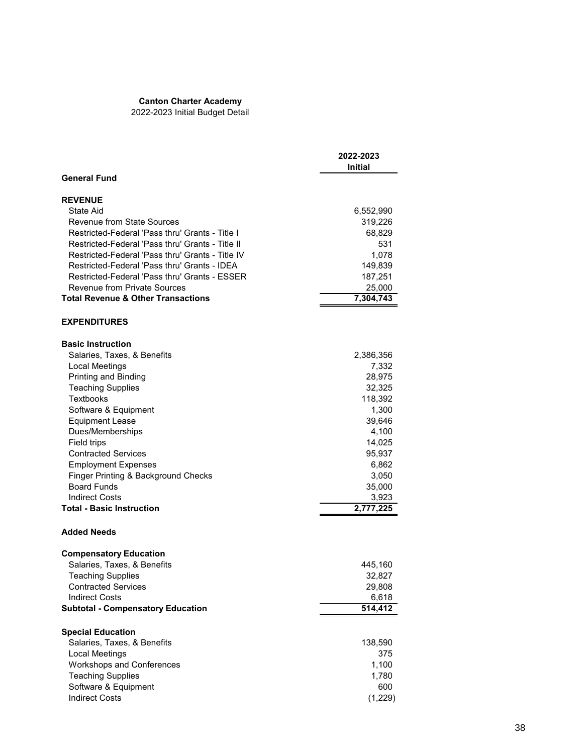**Canton Charter Academy**
2022-2023 Initial Budget Detail

| | 2022-2023 Initial |
|---|---|
| **General Fund** | |
| | |
| **REVENUE** | |
| State Aid | 6,552,990 |
| Revenue from State Sources | 319,226 |
| Restricted-Federal 'Pass thru' Grants - Title I | 68,829 |
| Restricted-Federal 'Pass thru' Grants - Title II | 531 |
| Restricted-Federal 'Pass thru' Grants - Title IV | 1,078 |
| Restricted-Federal 'Pass thru' Grants - IDEA | 149,839 |
| Restricted-Federal 'Pass thru' Grants - ESSER | 187,251 |
| Revenue from Private Sources | 25,000 |
| **Total Revenue & Other Transactions** | **7,304,743** |
| | |
| **EXPENDITURES** | |
| | |
| **Basic Instruction** | |
| Salaries, Taxes, & Benefits | 2,386,356 |
| Local Meetings | 7,332 |
| Printing and Binding | 28,975 |
| Teaching Supplies | 32,325 |
| Textbooks | 118,392 |
| Software & Equipment | 1,300 |
| Equipment Lease | 39,646 |
| Dues/Memberships | 4,100 |
| Field trips | 14,025 |
| Contracted Services | 95,937 |
| Employment Expenses | 6,862 |
| Finger Printing & Background Checks | 3,050 |
| Board Funds | 35,000 |
| Indirect Costs | 3,923 |
| **Total - Basic Instruction** | **2,777,225** |
| | |
| **Added Needs** | |
| | |
| **Compensatory Education** | |
| Salaries, Taxes, & Benefits | 445,160 |
| Teaching Supplies | 32,827 |
| Contracted Services | 29,808 |
| Indirect Costs | 6,618 |
| **Subtotal - Compensatory Education** | **514,412** |
| | |
| **Special Education** | |
| Salaries, Taxes, & Benefits | 138,590 |
| Local Meetings | 375 |
| Workshops and Conferences | 1,100 |
| Teaching Supplies | 1,780 |
| Software & Equipment | 600 |
| Indirect Costs | (1,229) |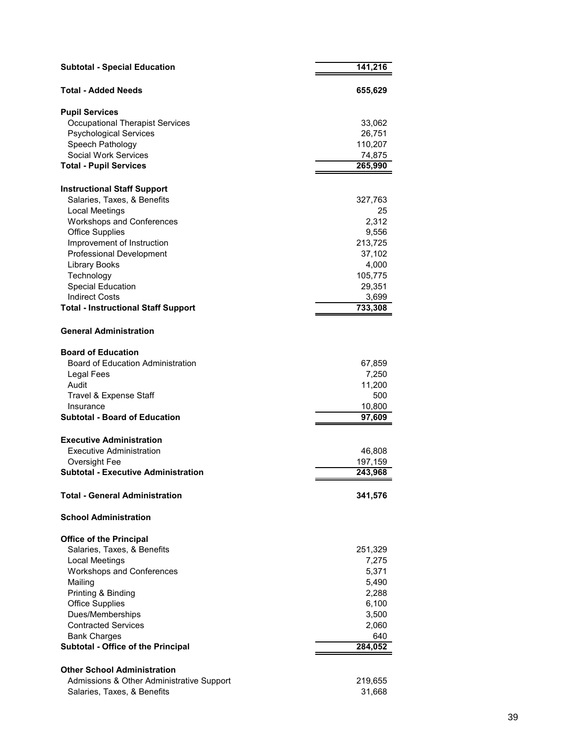| | |
|---|---:|
| **Subtotal - Special Education** | **141,216** |
| | |
| **Total - Added Needs** | **655,629** |
| | |
| **Pupil Services** | |
| Occupational Therapist Services | 33,062 |
| Psychological Services | 26,751 |
| Speech Pathology | 110,207 |
| Social Work Services | 74,875 |
| **Total - Pupil Services** | **265,990** |
| | |
| **Instructional Staff Support** | |
| Salaries, Taxes, & Benefits | 327,763 |
| Local Meetings | 25 |
| Workshops and Conferences | 2,312 |
| Office Supplies | 9,556 |
| Improvement of Instruction | 213,725 |
| Professional Development | 37,102 |
| Library Books | 4,000 |
| Technology | 105,775 |
| Special Education | 29,351 |
| Indirect Costs | 3,699 |
| **Total - Instructional Staff Support** | **733,308** |
| | |
| **General Administration** | |
| | |
| **Board of Education** | |
| Board of Education Administration | 67,859 |
| Legal Fees | 7,250 |
| Audit | 11,200 |
| Travel & Expense Staff | 500 |
| Insurance | 10,800 |
| **Subtotal - Board of Education** | **97,609** |
| | |
| **Executive Administration** | |
| Executive Administration | 46,808 |
| Oversight Fee | 197,159 |
| **Subtotal - Executive Administration** | **243,968** |
| | |
| **Total - General Administration** | **341,576** |
| | |
| **School Administration** | |
| | |
| **Office of the Principal** | |
| Salaries, Taxes, & Benefits | 251,329 |
| Local Meetings | 7,275 |
| Workshops and Conferences | 5,371 |
| Mailing | 5,490 |
| Printing & Binding | 2,288 |
| Office Supplies | 6,100 |
| Dues/Memberships | 3,500 |
| Contracted Services | 2,060 |
| Bank Charges | 640 |
| **Subtotal - Office of the Principal** | **284,052** |
| | |
| **Other School Administration** | |
| Admissions & Other Administrative Support | 219,655 |
| Salaries, Taxes, & Benefits | 31,668 |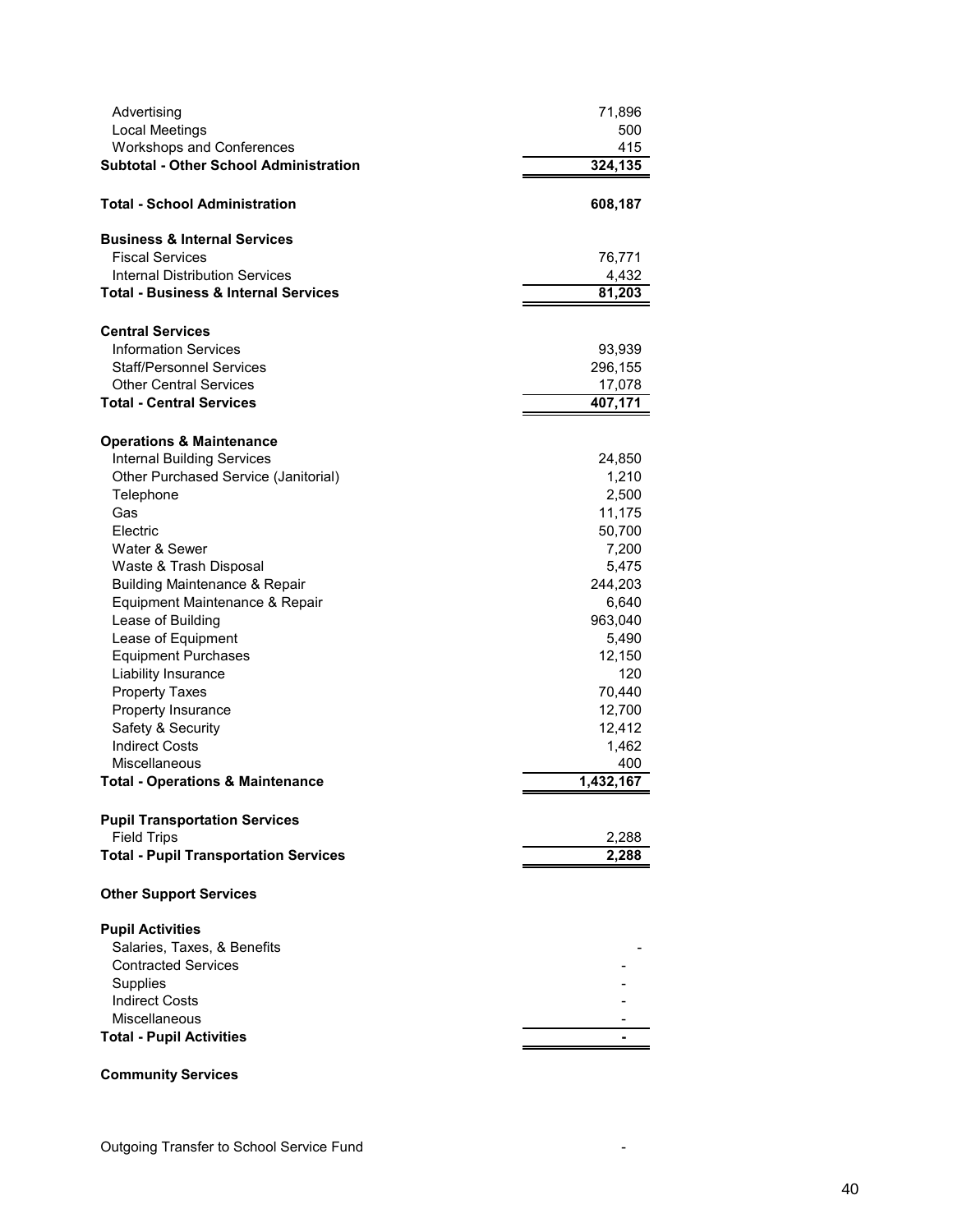| | |
|---|---|
| Advertising | 71,896 |
| Local Meetings | 500 |
| Workshops and Conferences | 415 |
| **Subtotal - Other School Administration** | **324,135** |
| | |
| **Total - School Administration** | **608,187** |
| | |
| **Business & Internal Services** | |
| Fiscal Services | 76,771 |
| Internal Distribution Services | 4,432 |
| **Total - Business & Internal Services** | **81,203** |
| | |
| **Central Services** | |
| Information Services | 93,939 |
| Staff/Personnel Services | 296,155 |
| Other Central Services | 17,078 |
| **Total - Central Services** | **407,171** |
| | |
| **Operations & Maintenance** | |
| Internal Building Services | 24,850 |
| Other Purchased Service (Janitorial) | 1,210 |
| Telephone | 2,500 |
| Gas | 11,175 |
| Electric | 50,700 |
| Water & Sewer | 7,200 |
| Waste & Trash Disposal | 5,475 |
| Building Maintenance & Repair | 244,203 |
| Equipment Maintenance & Repair | 6,640 |
| Lease of Building | 963,040 |
| Lease of Equipment | 5,490 |
| Equipment Purchases | 12,150 |
| Liability Insurance | 120 |
| Property Taxes | 70,440 |
| Property Insurance | 12,700 |
| Safety & Security | 12,412 |
| Indirect Costs | 1,462 |
| Miscellaneous | 400 |
| **Total - Operations & Maintenance** | **1,432,167** |
| | |
| **Pupil Transportation Services** | |
| Field Trips | 2,288 |
| **Total - Pupil Transportation Services** | **2,288** |
| | |
| **Other Support Services** | |
| | |
| **Pupil Activities** | |
| Salaries, Taxes, & Benefits | - |
| Contracted Services | - |
| Supplies | - |
| Indirect Costs | - |
| Miscellaneous | - |
| **Total - Pupil Activities** | **-** |
| | |
| **Community Services** | |
| | |
| Outgoing Transfer to School Service Fund | - |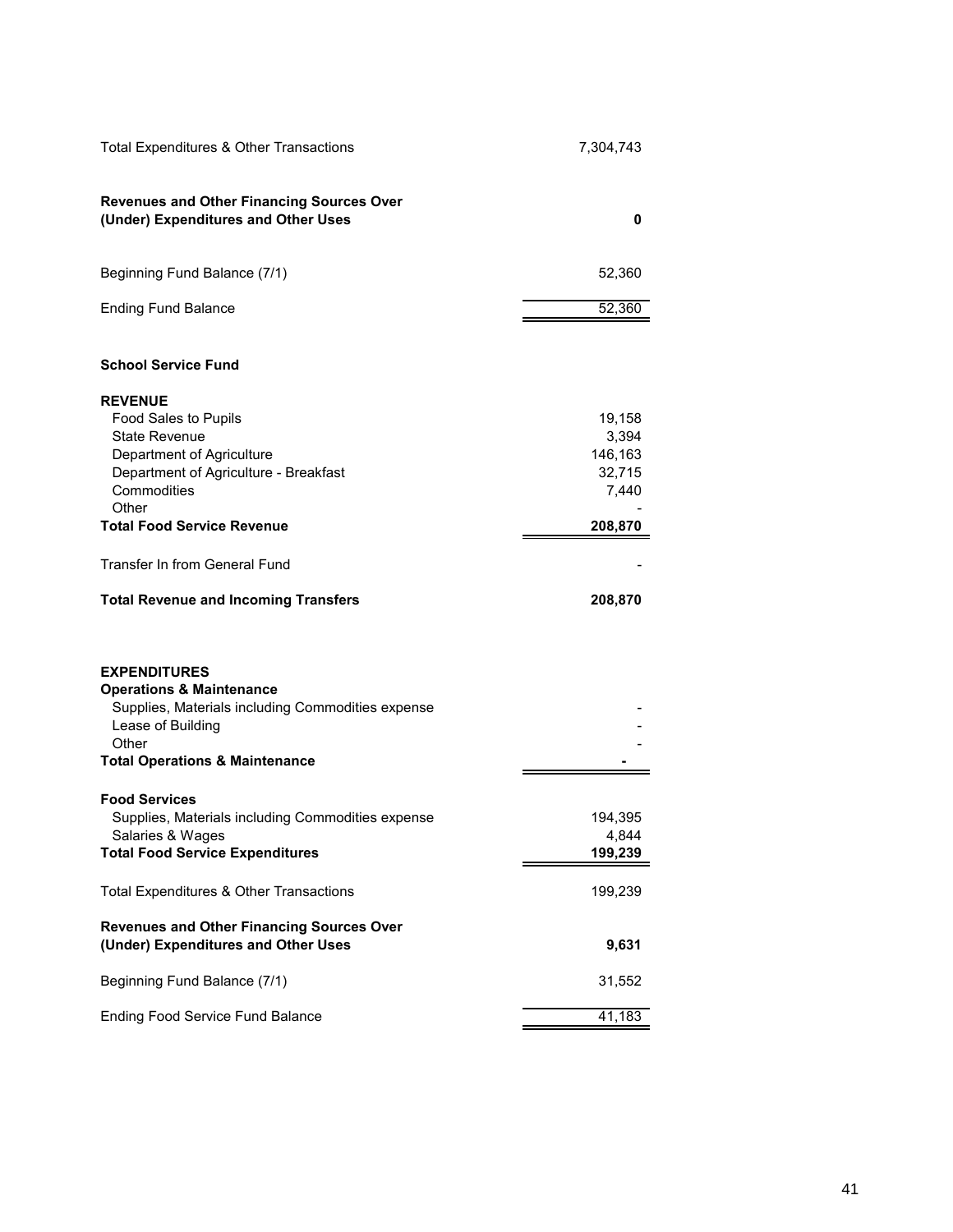| | |
|---|---|
| Total Expenditures & Other Transactions | 7,304,743 |
| **Revenues and Other Financing Sources Over (Under) Expenditures and Other Uses** | **0** |
| Beginning Fund Balance (7/1) | 52,360 |
| Ending Fund Balance | 52,360 |

**School Service Fund**

| | |
|---|---|
| **REVENUE** | |
| Food Sales to Pupils | 19,158 |
| State Revenue | 3,394 |
| Department of Agriculture | 146,163 |
| Department of Agriculture - Breakfast | 32,715 |
| Commodities | 7,440 |
| Other | - |
| **Total Food Service Revenue** | **208,870** |
| Transfer In from General Fund | - |
| **Total Revenue and Incoming Transfers** | **208,870** |
| **EXPENDITURES** | |
| **Operations & Maintenance** | |
| Supplies, Materials including Commodities expense | - |
| Lease of Building | - |
| Other | - |
| **Total Operations & Maintenance** | **-** |
| **Food Services** | |
| Supplies, Materials including Commodities expense | 194,395 |
| Salaries & Wages | 4,844 |
| **Total Food Service Expenditures** | **199,239** |
| Total Expenditures & Other Transactions | 199,239 |
| **Revenues and Other Financing Sources Over (Under) Expenditures and Other Uses** | **9,631** |
| Beginning Fund Balance (7/1) | 31,552 |
| Ending Food Service Fund Balance | 41,183 |